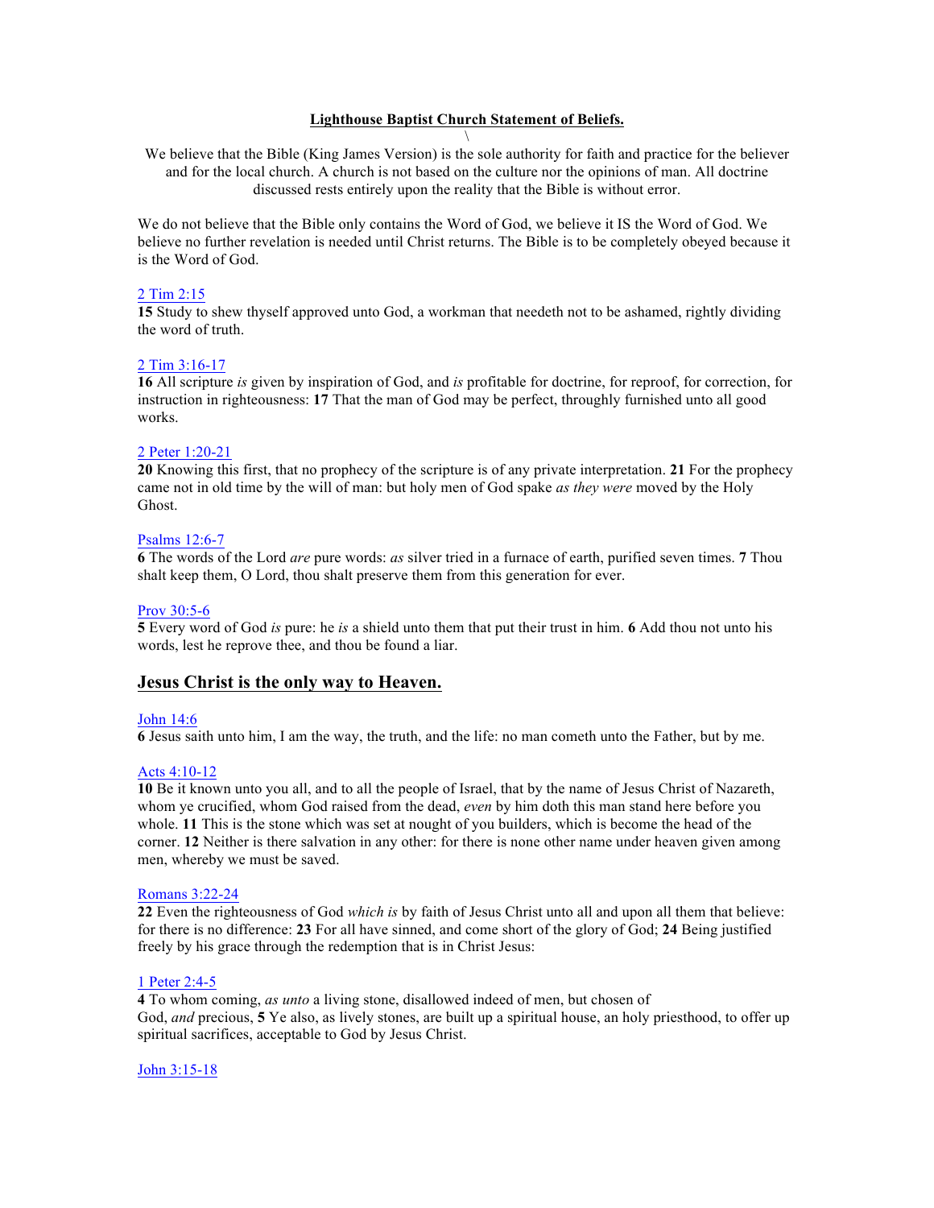**Lighthouse Baptist Church Statement of Beliefs.**

\

We believe that the Bible (King James Version) is the sole authority for faith and practice for the believer and for the local church. A church is not based on the culture nor the opinions of man. All doctrine discussed rests entirely upon the reality that the Bible is without error.

We do not believe that the Bible only contains the Word of God, we believe it IS the Word of God. We believe no further revelation is needed until Christ returns. The Bible is to be completely obeyed because it is the Word of God.

2 Tim 2:15
**15** Study to shew thyself approved unto God, a workman that needeth not to be ashamed, rightly dividing the word of truth.

2 Tim 3:16-17
**16** All scripture *is* given by inspiration of God, and *is* profitable for doctrine, for reproof, for correction, for instruction in righteousness: **17** That the man of God may be perfect, throughly furnished unto all good works.

2 Peter 1:20-21
**20** Knowing this first, that no prophecy of the scripture is of any private interpretation. **21** For the prophecy came not in old time by the will of man: but holy men of God spake *as they were* moved by the Holy Ghost.

Psalms 12:6-7
**6** The words of the Lord *are* pure words: *as* silver tried in a furnace of earth, purified seven times. **7** Thou shalt keep them, O Lord, thou shalt preserve them from this generation for ever.

Prov 30:5-6
**5** Every word of God *is* pure: he *is* a shield unto them that put their trust in him. **6** Add thou not unto his words, lest he reprove thee, and thou be found a liar.

## Jesus Christ is the only way to Heaven.

John 14:6
**6** Jesus saith unto him, I am the way, the truth, and the life: no man cometh unto the Father, but by me.

Acts 4:10-12
**10** Be it known unto you all, and to all the people of Israel, that by the name of Jesus Christ of Nazareth, whom ye crucified, whom God raised from the dead, *even* by him doth this man stand here before you whole. **11** This is the stone which was set at nought of you builders, which is become the head of the corner. **12** Neither is there salvation in any other: for there is none other name under heaven given among men, whereby we must be saved.

Romans 3:22-24
**22** Even the righteousness of God *which is* by faith of Jesus Christ unto all and upon all them that believe: for there is no difference: **23** For all have sinned, and come short of the glory of God; **24** Being justified freely by his grace through the redemption that is in Christ Jesus:

1 Peter 2:4-5
**4** To whom coming, *as unto* a living stone, disallowed indeed of men, but chosen of God, *and* precious, **5** Ye also, as lively stones, are built up a spiritual house, an holy priesthood, to offer up spiritual sacrifices, acceptable to God by Jesus Christ.

John 3:15-18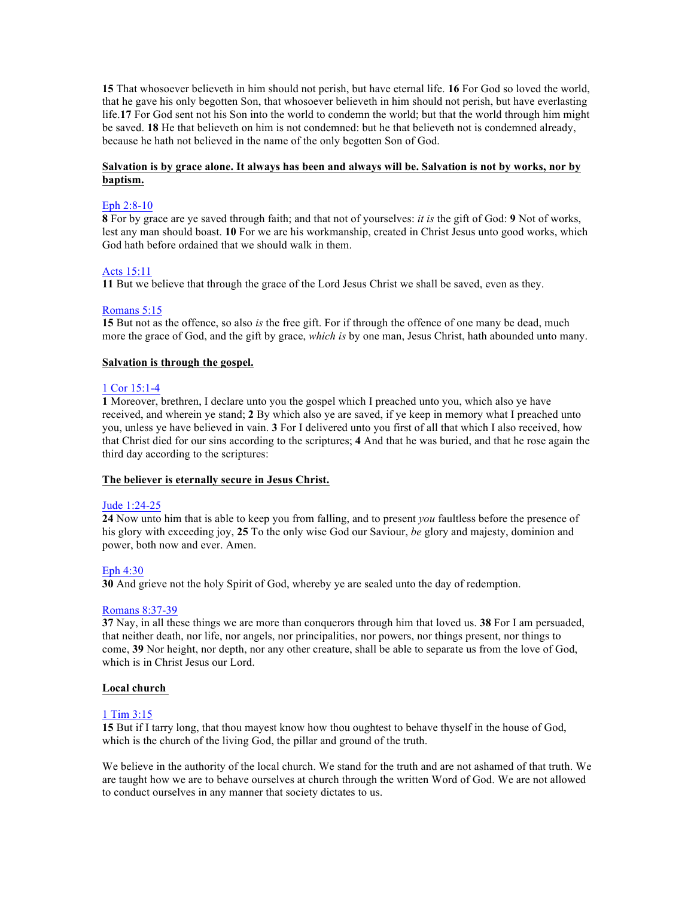**15** That whosoever believeth in him should not perish, but have eternal life. **16** For God so loved the world, that he gave his only begotten Son, that whosoever believeth in him should not perish, but have everlasting life.**17** For God sent not his Son into the world to condemn the world; but that the world through him might be saved. **18** He that believeth on him is not condemned: but he that believeth not is condemned already, because he hath not believed in the name of the only begotten Son of God.

**Salvation is by grace alone. It always has been and always will be. Salvation is not by works, nor by baptism.**

Eph 2:8-10
**8** For by grace are ye saved through faith; and that not of yourselves: *it is* the gift of God: **9** Not of works, lest any man should boast. **10** For we are his workmanship, created in Christ Jesus unto good works, which God hath before ordained that we should walk in them.

Acts 15:11
**11** But we believe that through the grace of the Lord Jesus Christ we shall be saved, even as they.

Romans 5:15
**15** But not as the offence, so also *is* the free gift. For if through the offence of one many be dead, much more the grace of God, and the gift by grace, *which is* by one man, Jesus Christ, hath abounded unto many.

**Salvation is through the gospel.**

1 Cor 15:1-4
**1** Moreover, brethren, I declare unto you the gospel which I preached unto you, which also ye have received, and wherein ye stand; **2** By which also ye are saved, if ye keep in memory what I preached unto you, unless ye have believed in vain. **3** For I delivered unto you first of all that which I also received, how that Christ died for our sins according to the scriptures; **4** And that he was buried, and that he rose again the third day according to the scriptures:

**The believer is eternally secure in Jesus Christ.**

Jude 1:24-25
**24** Now unto him that is able to keep you from falling, and to present *you* faultless before the presence of his glory with exceeding joy, **25** To the only wise God our Saviour, *be* glory and majesty, dominion and power, both now and ever. Amen.

Eph 4:30
**30** And grieve not the holy Spirit of God, whereby ye are sealed unto the day of redemption.

Romans 8:37-39
**37** Nay, in all these things we are more than conquerors through him that loved us. **38** For I am persuaded, that neither death, nor life, nor angels, nor principalities, nor powers, nor things present, nor things to come, **39** Nor height, nor depth, nor any other creature, shall be able to separate us from the love of God, which is in Christ Jesus our Lord.

**Local church**

1 Tim 3:15
**15** But if I tarry long, that thou mayest know how thou oughtest to behave thyself in the house of God, which is the church of the living God, the pillar and ground of the truth.

We believe in the authority of the local church. We stand for the truth and are not ashamed of that truth. We are taught how we are to behave ourselves at church through the written Word of God. We are not allowed to conduct ourselves in any manner that society dictates to us.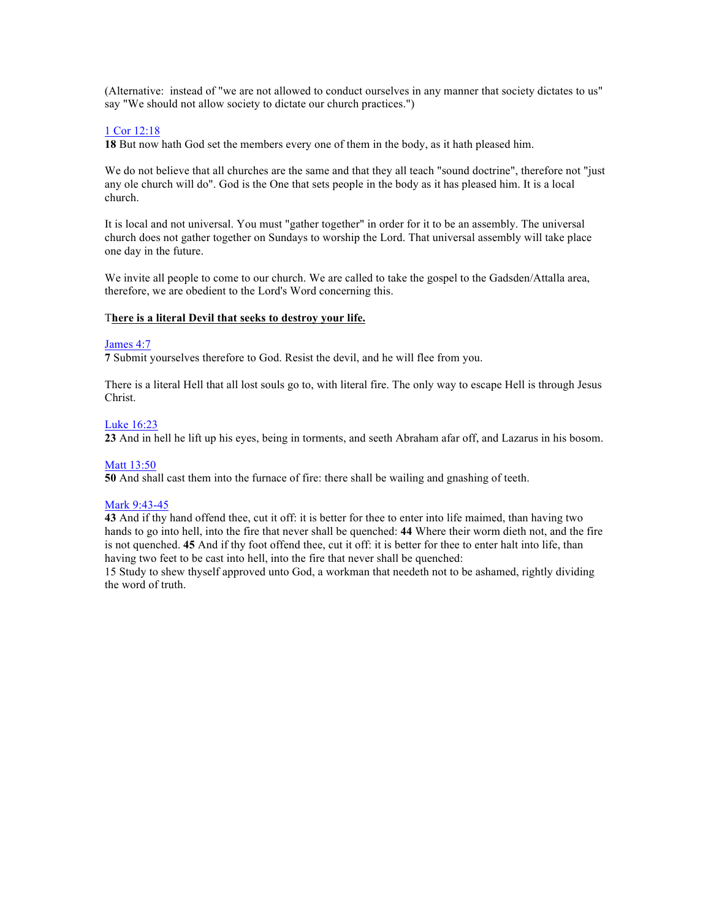(Alternative:  instead of "we are not allowed to conduct ourselves in any manner that society dictates to us" say "We should not allow society to dictate our church practices.")

1 Cor 12:18
**18** But now hath God set the members every one of them in the body, as it hath pleased him.

We do not believe that all churches are the same and that they all teach "sound doctrine", therefore not "just any ole church will do". God is the One that sets people in the body as it has pleased him. It is a local church.

It is local and not universal. You must "gather together" in order for it to be an assembly. The universal church does not gather together on Sundays to worship the Lord. That universal assembly will take place one day in the future.

We invite all people to come to our church. We are called to take the gospel to the Gadsden/Attalla area, therefore, we are obedient to the Lord's Word concerning this.

T**<u>here is a literal Devil that seeks to destroy your life.</u>**

James 4:7
**7** Submit yourselves therefore to God. Resist the devil, and he will flee from you.

There is a literal Hell that all lost souls go to, with literal fire. The only way to escape Hell is through Jesus Christ.

Luke 16:23
**23** And in hell he lift up his eyes, being in torments, and seeth Abraham afar off, and Lazarus in his bosom.

Matt 13:50
**50** And shall cast them into the furnace of fire: there shall be wailing and gnashing of teeth.

Mark 9:43-45
**43** And if thy hand offend thee, cut it off: it is better for thee to enter into life maimed, than having two hands to go into hell, into the fire that never shall be quenched: **44** Where their worm dieth not, and the fire is not quenched. **45** And if thy foot offend thee, cut it off: it is better for thee to enter halt into life, than having two feet to be cast into hell, into the fire that never shall be quenched:
15 Study to shew thyself approved unto God, a workman that needeth not to be ashamed, rightly dividing the word of truth.